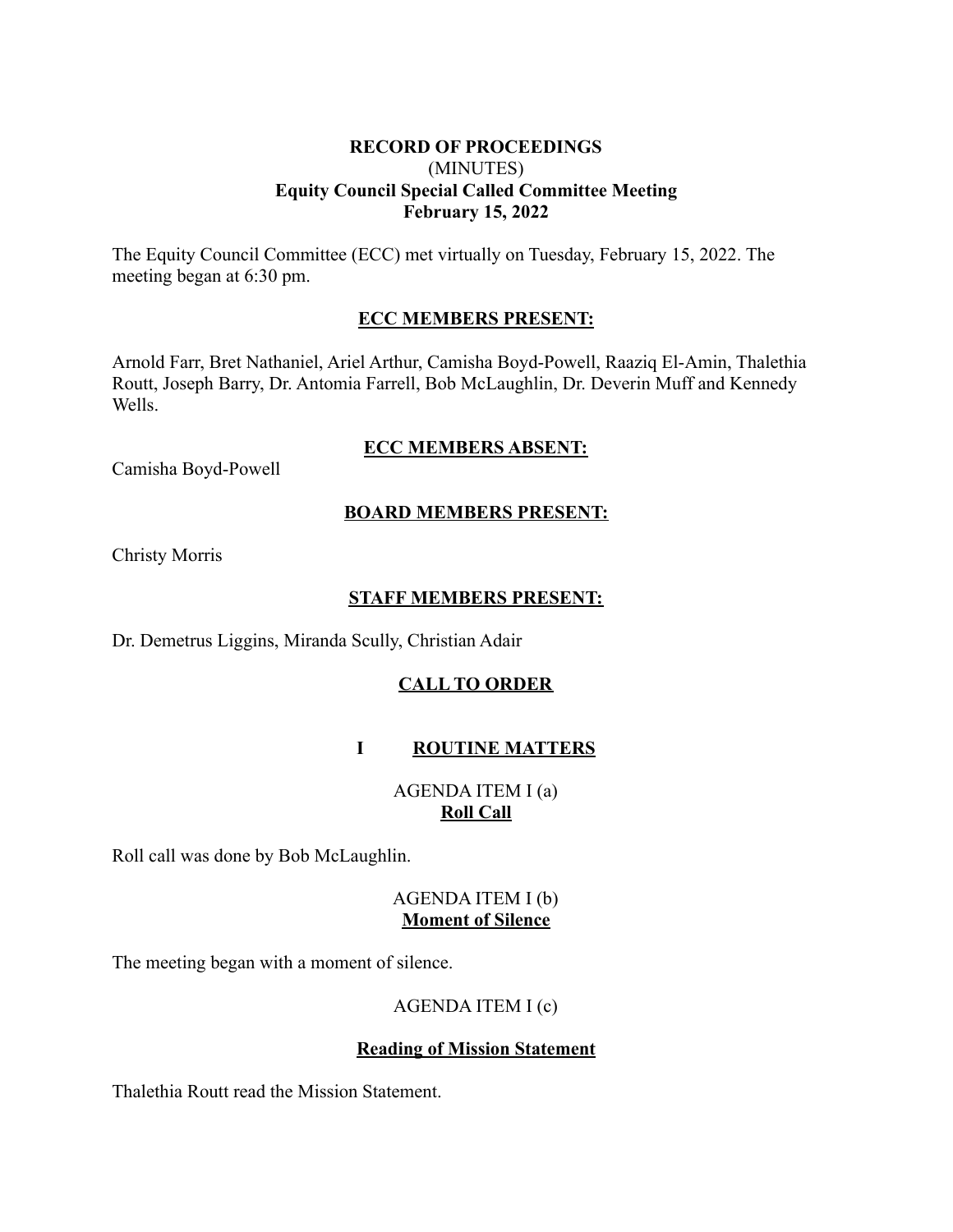**RECORD OF PROCEEDINGS**
(MINUTES)
**Equity Council Special Called Committee Meeting**
**February 15, 2022**

The Equity Council Committee (ECC) met virtually on Tuesday, February 15, 2022. The meeting began at 6:30 pm.

**ECC MEMBERS PRESENT:**

Arnold Farr, Bret Nathaniel, Ariel Arthur, Camisha Boyd-Powell, Raaziq El-Amin, Thalethia Routt, Joseph Barry, Dr. Antomia Farrell, Bob McLaughlin, Dr. Deverin Muff and Kennedy Wells.

**ECC MEMBERS ABSENT:**

Camisha Boyd-Powell

**BOARD MEMBERS PRESENT:**

Christy Morris

**STAFF MEMBERS PRESENT:**

Dr. Demetrus Liggins, Miranda Scully, Christian Adair

**CALL TO ORDER**

**I ROUTINE MATTERS**

AGENDA ITEM I (a)
**Roll Call**

Roll call was done by Bob McLaughlin.

AGENDA ITEM I (b)
**Moment of Silence**

The meeting began with a moment of silence.

AGENDA ITEM I (c)

**Reading of Mission Statement**

Thalethia Routt read the Mission Statement.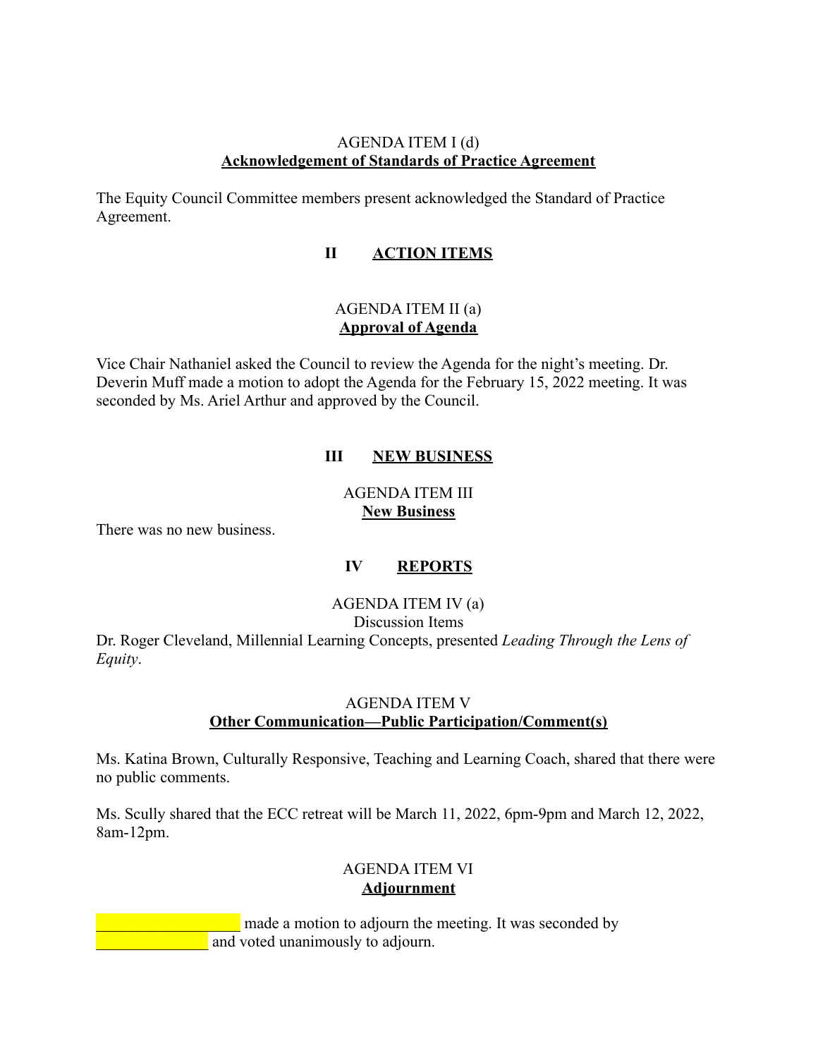AGENDA ITEM I (d)
**Acknowledgement of Standards of Practice Agreement**

The Equity Council Committee members present acknowledged the Standard of Practice Agreement.

## II ACTION ITEMS

AGENDA ITEM II (a)
**Approval of Agenda**

Vice Chair Nathaniel asked the Council to review the Agenda for the night's meeting. Dr. Deverin Muff made a motion to adopt the Agenda for the February 15, 2022 meeting. It was seconded by Ms. Ariel Arthur and approved by the Council.

## III NEW BUSINESS

AGENDA ITEM III
**New Business**

There was no new business.

## IV REPORTS

AGENDA ITEM IV (a)
Discussion Items

Dr. Roger Cleveland, Millennial Learning Concepts, presented *Leading Through the Lens of Equity*.

AGENDA ITEM V
**Other Communication—Public Participation/Comment(s)**

Ms. Katina Brown, Culturally Responsive, Teaching and Learning Coach, shared that there were no public comments.

Ms. Scully shared that the ECC retreat will be March 11, 2022, 6pm-9pm and March 12, 2022, 8am-12pm.

AGENDA ITEM VI
**Adjournment**

_________________ made a motion to adjourn the meeting. It was seconded by _______________ and voted unanimously to adjourn.